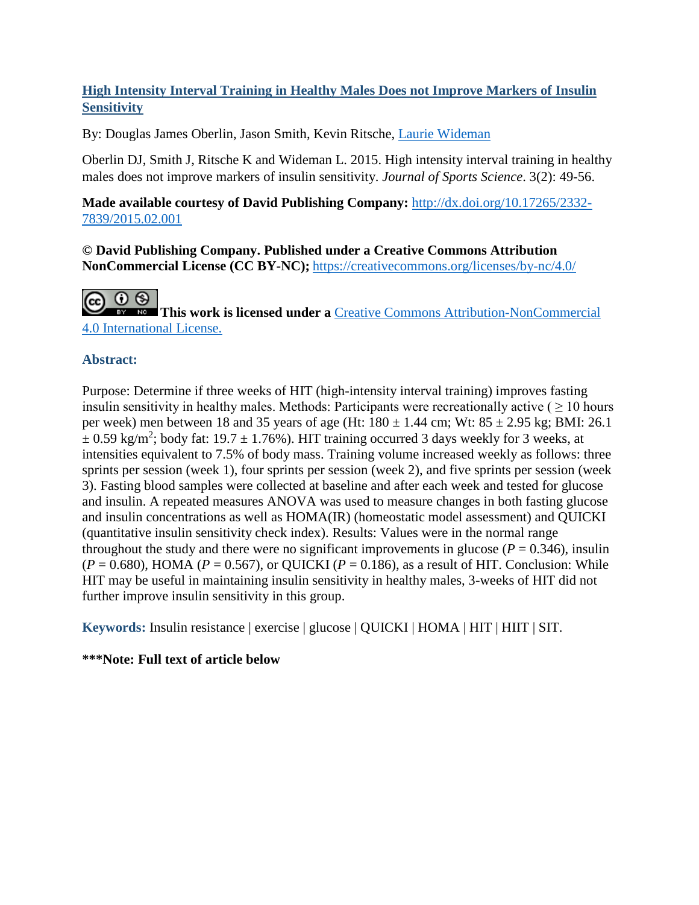**[High Intensity Interval Training in Healthy Males Does not Improve Markers of Insulin Sensitivity](http://dx.doi.org/10.17265/2332-7839/2015.02.001)**

By: Douglas James Oberlin, Jason Smith, Kevin Ritsche, Laurie Wideman

Oberlin DJ, Smith J, Ritsche K and Wideman L. 2015. High intensity interval training in healthy males does not improve markers of insulin sensitivity. *Journal of Sports Science*. 3(2): 49-56.

**Made available courtesy of David Publishing Company:** [http://dx.doi.org/10.17265/2332-7839/2015.02.001](http://dx.doi.org/10.17265/2332-7839/2015.02.001)

**© David Publishing Company. Published under a Creative Commons Attribution NonCommercial License (CC BY-NC);** [https://creativecommons.org/licenses/by-nc/4.0/](https://creativecommons.org/licenses/by-nc/4.0/)

**This work is licensed under a** [Creative Commons Attribution-NonCommercial 4.0 International License.](https://creativecommons.org/licenses/by-nc/4.0/)

### Abstract:

Purpose: Determine if three weeks of HIT (high-intensity interval training) improves fasting insulin sensitivity in healthy males. Methods: Participants were recreationally active ( ≥ 10 hours per week) men between 18 and 35 years of age (Ht: 180 ± 1.44 cm; Wt: 85 ± 2.95 kg; BMI: 26.1 ± 0.59 kg/m$^2$; body fat: 19.7 ± 1.76%). HIT training occurred 3 days weekly for 3 weeks, at intensities equivalent to 7.5% of body mass. Training volume increased weekly as follows: three sprints per session (week 1), four sprints per session (week 2), and five sprints per session (week 3). Fasting blood samples were collected at baseline and after each week and tested for glucose and insulin. A repeated measures ANOVA was used to measure changes in both fasting glucose and insulin concentrations as well as HOMA(IR) (homeostatic model assessment) and QUICKI (quantitative insulin sensitivity check index). Results: Values were in the normal range throughout the study and there were no significant improvements in glucose ($P = 0.346$), insulin ($P = 0.680$), HOMA ($P = 0.567$), or QUICKI ($P = 0.186$), as a result of HIT. Conclusion: While HIT may be useful in maintaining insulin sensitivity in healthy males, 3-weeks of HIT did not further improve insulin sensitivity in this group.

**Keywords:** Insulin resistance | exercise | glucose | QUICKI | HOMA | HIT | HIIT | SIT.

**\*\*\*Note: Full text of article below**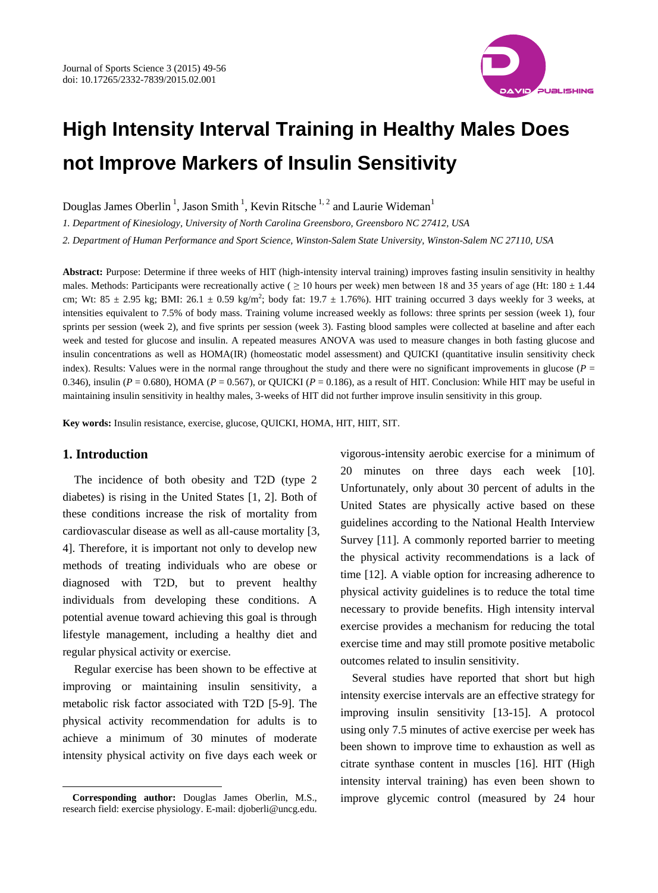# High Intensity Interval Training in Healthy Males Does not Improve Markers of Insulin Sensitivity

Douglas James Oberlin [1], Jason Smith [1], Kevin Ritsche [1, 2] and Laurie Wideman[1]

*1. Department of Kinesiology, University of North Carolina Greensboro, Greensboro NC 27412, USA*

*2. Department of Human Performance and Sport Science, Winston-Salem State University, Winston-Salem NC 27110, USA*

**Abstract:** Purpose: Determine if three weeks of HIT (high-intensity interval training) improves fasting insulin sensitivity in healthy males. Methods: Participants were recreationally active ( ≥ 10 hours per week) men between 18 and 35 years of age (Ht: 180 ± 1.44 cm; Wt: 85 ± 2.95 kg; BMI: 26.1 ± 0.59 kg/m$^2$; body fat: 19.7 ± 1.76%). HIT training occurred 3 days weekly for 3 weeks, at intensities equivalent to 7.5% of body mass. Training volume increased weekly as follows: three sprints per session (week 1), four sprints per session (week 2), and five sprints per session (week 3). Fasting blood samples were collected at baseline and after each week and tested for glucose and insulin. A repeated measures ANOVA was used to measure changes in both fasting glucose and insulin concentrations as well as HOMA(IR) (homeostatic model assessment) and QUICKI (quantitative insulin sensitivity check index). Results: Values were in the normal range throughout the study and there were no significant improvements in glucose ($P$ = 0.346), insulin ($P$ = 0.680), HOMA ($P$ = 0.567), or QUICKI ($P$ = 0.186), as a result of HIT. Conclusion: While HIT may be useful in maintaining insulin sensitivity in healthy males, 3-weeks of HIT did not further improve insulin sensitivity in this group.

**Key words:** Insulin resistance, exercise, glucose, QUICKI, HOMA, HIT, HIIT, SIT.

## 1. Introduction

The incidence of both obesity and T2D (type 2 diabetes) is rising in the United States [1, 2]. Both of these conditions increase the risk of mortality from cardiovascular disease as well as all-cause mortality [3, 4]. Therefore, it is important not only to develop new methods of treating individuals who are obese or diagnosed with T2D, but to prevent healthy individuals from developing these conditions. A potential avenue toward achieving this goal is through lifestyle management, including a healthy diet and regular physical activity or exercise.

Regular exercise has been shown to be effective at improving or maintaining insulin sensitivity, a metabolic risk factor associated with T2D [5-9]. The physical activity recommendation for adults is to achieve a minimum of 30 minutes of moderate intensity physical activity on five days each week or vigorous-intensity aerobic exercise for a minimum of 20 minutes on three days each week [10]. Unfortunately, only about 30 percent of adults in the United States are physically active based on these guidelines according to the National Health Interview Survey [11]. A commonly reported barrier to meeting the physical activity recommendations is a lack of time [12]. A viable option for increasing adherence to physical activity guidelines is to reduce the total time necessary to provide benefits. High intensity interval exercise provides a mechanism for reducing the total exercise time and may still promote positive metabolic outcomes related to insulin sensitivity.

Several studies have reported that short but high intensity exercise intervals are an effective strategy for improving insulin sensitivity [13-15]. A protocol using only 7.5 minutes of active exercise per week has been shown to improve time to exhaustion as well as citrate synthase content in muscles [16]. HIT (High intensity interval training) has even been shown to improve glycemic control (measured by 24 hour

**Corresponding author:** Douglas James Oberlin, M.S., research field: exercise physiology. E-mail: djoberli@uncg.edu.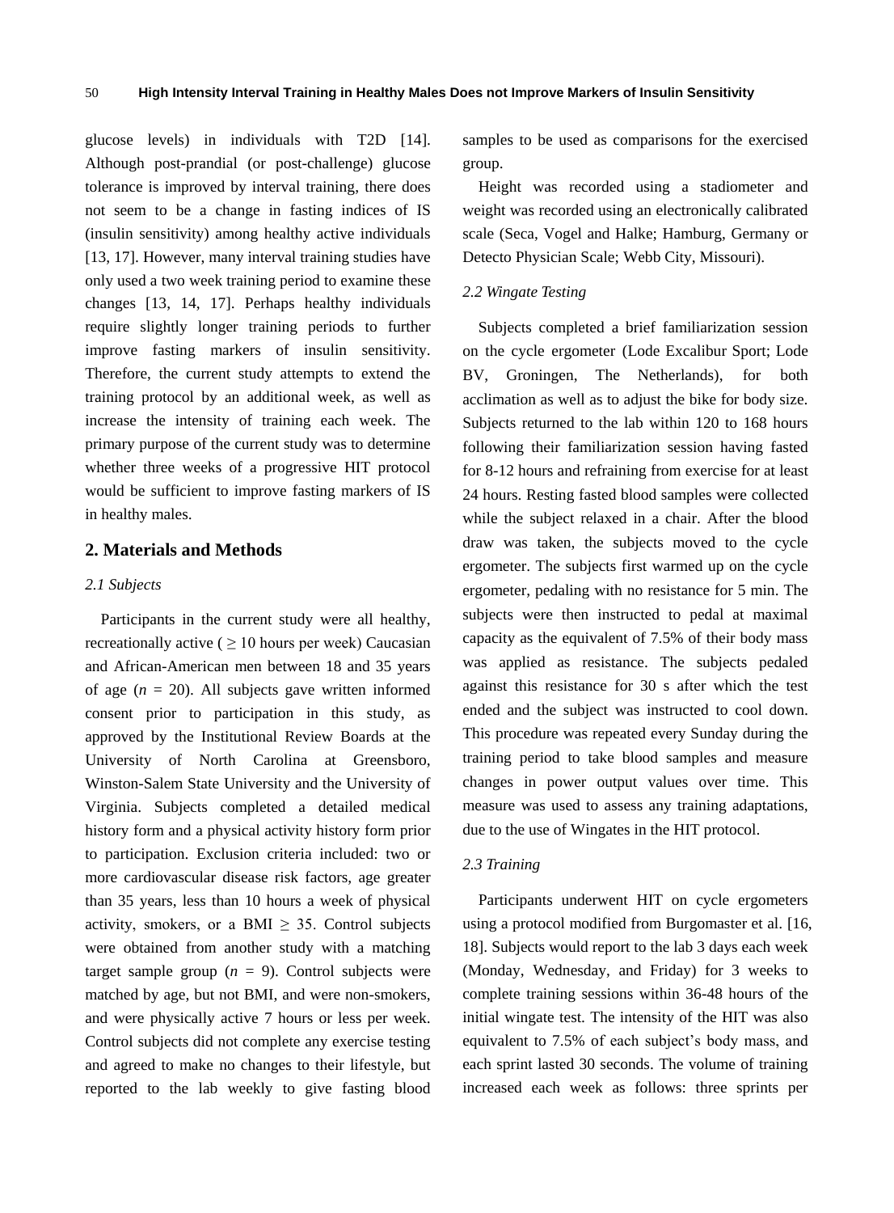glucose levels) in individuals with T2D [14]. Although post-prandial (or post-challenge) glucose tolerance is improved by interval training, there does not seem to be a change in fasting indices of IS (insulin sensitivity) among healthy active individuals [13, 17]. However, many interval training studies have only used a two week training period to examine these changes [13, 14, 17]. Perhaps healthy individuals require slightly longer training periods to further improve fasting markers of insulin sensitivity. Therefore, the current study attempts to extend the training protocol by an additional week, as well as increase the intensity of training each week. The primary purpose of the current study was to determine whether three weeks of a progressive HIT protocol would be sufficient to improve fasting markers of IS in healthy males.

## 2. Materials and Methods

### 2.1 Subjects

Participants in the current study were all healthy, recreationally active ( ≥ 10 hours per week) Caucasian and African-American men between 18 and 35 years of age (*n* = 20). All subjects gave written informed consent prior to participation in this study, as approved by the Institutional Review Boards at the University of North Carolina at Greensboro, Winston-Salem State University and the University of Virginia. Subjects completed a detailed medical history form and a physical activity history form prior to participation. Exclusion criteria included: two or more cardiovascular disease risk factors, age greater than 35 years, less than 10 hours a week of physical activity, smokers, or a BMI ≥ 35. Control subjects were obtained from another study with a matching target sample group (*n* = 9). Control subjects were matched by age, but not BMI, and were non-smokers, and were physically active 7 hours or less per week. Control subjects did not complete any exercise testing and agreed to make no changes to their lifestyle, but reported to the lab weekly to give fasting blood samples to be used as comparisons for the exercised group.

Height was recorded using a stadiometer and weight was recorded using an electronically calibrated scale (Seca, Vogel and Halke; Hamburg, Germany or Detecto Physician Scale; Webb City, Missouri).

### 2.2 Wingate Testing

Subjects completed a brief familiarization session on the cycle ergometer (Lode Excalibur Sport; Lode BV, Groningen, The Netherlands), for both acclimation as well as to adjust the bike for body size. Subjects returned to the lab within 120 to 168 hours following their familiarization session having fasted for 8-12 hours and refraining from exercise for at least 24 hours. Resting fasted blood samples were collected while the subject relaxed in a chair. After the blood draw was taken, the subjects moved to the cycle ergometer. The subjects first warmed up on the cycle ergometer, pedaling with no resistance for 5 min. The subjects were then instructed to pedal at maximal capacity as the equivalent of 7.5% of their body mass was applied as resistance. The subjects pedaled against this resistance for 30 s after which the test ended and the subject was instructed to cool down. This procedure was repeated every Sunday during the training period to take blood samples and measure changes in power output values over time. This measure was used to assess any training adaptations, due to the use of Wingates in the HIT protocol.

### 2.3 Training

Participants underwent HIT on cycle ergometers using a protocol modified from Burgomaster et al. [16, 18]. Subjects would report to the lab 3 days each week (Monday, Wednesday, and Friday) for 3 weeks to complete training sessions within 36-48 hours of the initial wingate test. The intensity of the HIT was also equivalent to 7.5% of each subject's body mass, and each sprint lasted 30 seconds. The volume of training increased each week as follows: three sprints per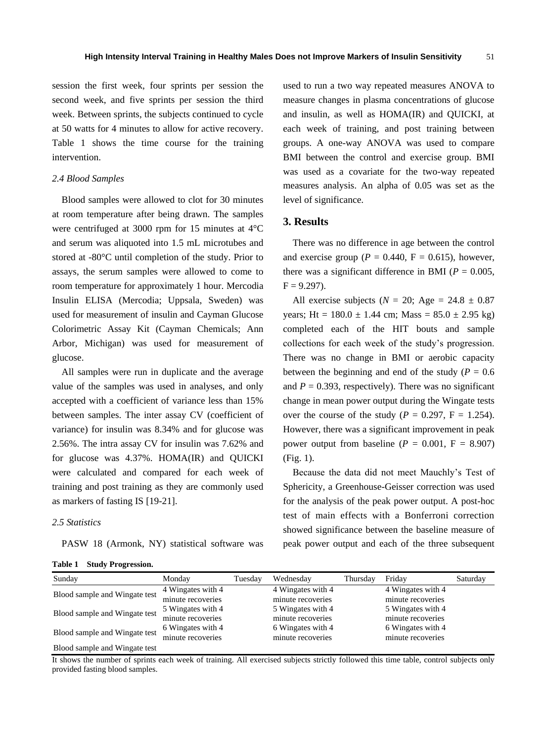session the first week, four sprints per session the second week, and five sprints per session the third week. Between sprints, the subjects continued to cycle at 50 watts for 4 minutes to allow for active recovery. Table 1 shows the time course for the training intervention.

*2.4 Blood Samples*

Blood samples were allowed to clot for 30 minutes at room temperature after being drawn. The samples were centrifuged at 3000 rpm for 15 minutes at 4°C and serum was aliquoted into 1.5 mL microtubes and stored at -80°C until completion of the study. Prior to assays, the serum samples were allowed to come to room temperature for approximately 1 hour. Mercodia Insulin ELISA (Mercodia; Uppsala, Sweden) was used for measurement of insulin and Cayman Glucose Colorimetric Assay Kit (Cayman Chemicals; Ann Arbor, Michigan) was used for measurement of glucose.

All samples were run in duplicate and the average value of the samples was used in analyses, and only accepted with a coefficient of variance less than 15% between samples. The inter assay CV (coefficient of variance) for insulin was 8.34% and for glucose was 2.56%. The intra assay CV for insulin was 7.62% and for glucose was 4.37%. HOMA(IR) and QUICKI were calculated and compared for each week of training and post training as they are commonly used as markers of fasting IS [19-21].

*2.5 Statistics*

PASW 18 (Armonk, NY) statistical software was used to run a two way repeated measures ANOVA to measure changes in plasma concentrations of glucose and insulin, as well as HOMA(IR) and QUICKI, at each week of training, and post training between groups. A one-way ANOVA was used to compare BMI between the control and exercise group. BMI was used as a covariate for the two-way repeated measures analysis. An alpha of 0.05 was set as the level of significance.

## 3. Results

There was no difference in age between the control and exercise group ($P$ = 0.440, F = 0.615), however, there was a significant difference in BMI ($P$ = 0.005, F = 9.297).

All exercise subjects ($N$ = 20; Age = 24.8 ± 0.87 years; Ht = 180.0 ± 1.44 cm; Mass = 85.0 ± 2.95 kg) completed each of the HIT bouts and sample collections for each week of the study's progression. There was no change in BMI or aerobic capacity between the beginning and end of the study ($P$ = 0.6 and $P$ = 0.393, respectively). There was no significant change in mean power output during the Wingate tests over the course of the study ($P$ = 0.297, F = 1.254). However, there was a significant improvement in peak power output from baseline ($P$ = 0.001, F = 8.907) (Fig. 1).

Because the data did not meet Mauchly's Test of Sphericity, a Greenhouse-Geisser correction was used for the analysis of the peak power output. A post-hoc test of main effects with a Bonferroni correction showed significance between the baseline measure of peak power output and each of the three subsequent

**Table 1 Study Progression.**

| Sunday | Monday | Tuesday | Wednesday | Thursday | Friday | Saturday |
|---|---|---|---|---|---|---|
| Blood sample and Wingate test | 4 Wingates with 4 minute recoveries | | 4 Wingates with 4 minute recoveries | | 4 Wingates with 4 minute recoveries | |
| Blood sample and Wingate test | 5 Wingates with 4 minute recoveries | | 5 Wingates with 4 minute recoveries | | 5 Wingates with 4 minute recoveries | |
| Blood sample and Wingate test | 6 Wingates with 4 minute recoveries | | 6 Wingates with 4 minute recoveries | | 6 Wingates with 4 minute recoveries | |
| Blood sample and Wingate test | | | | | | |

It shows the number of sprints each week of training. All exercised subjects strictly followed this time table, control subjects only provided fasting blood samples.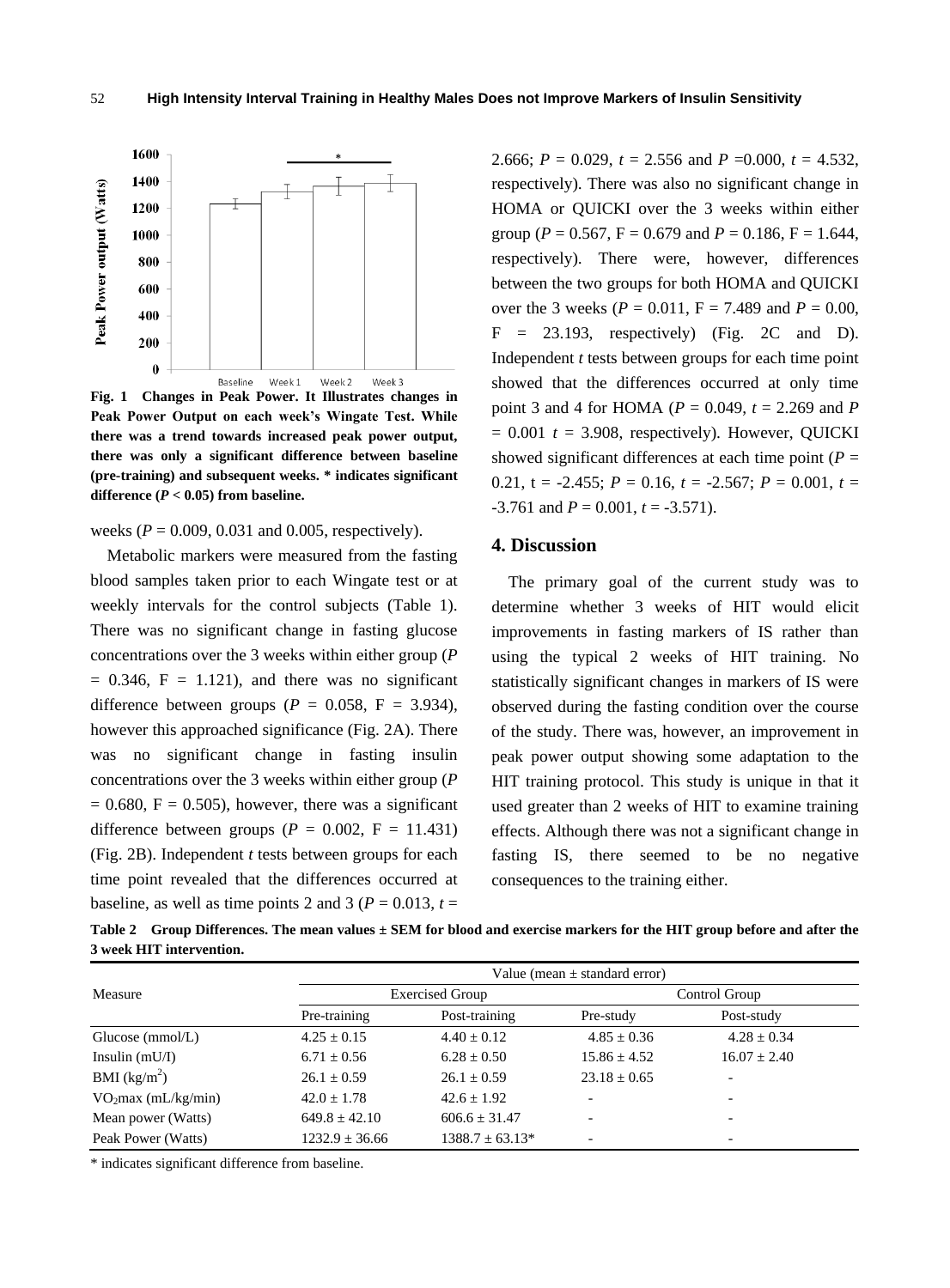Fig. 1 Changes in Peak Power. It Illustrates changes in Peak Power Output on each week's Wingate Test. While there was a trend towards increased peak power output, there was only a significant difference between baseline (pre-training) and subsequent weeks. * indicates significant difference ($P < 0.05$) from baseline.

weeks ($P = 0.009$, 0.031 and 0.005, respectively).

Metabolic markers were measured from the fasting blood samples taken prior to each Wingate test or at weekly intervals for the control subjects (Table 1). There was no significant change in fasting glucose concentrations over the 3 weeks within either group ($P = 0.346$, $F = 1.121$), and there was no significant difference between groups ($P = 0.058$, $F = 3.934$), however this approached significance (Fig. 2A). There was no significant change in fasting insulin concentrations over the 3 weeks within either group ($P = 0.680$, $F = 0.505$), however, there was a significant difference between groups ($P = 0.002$, $F = 11.431$) (Fig. 2B). Independent *t* tests between groups for each time point revealed that the differences occurred at baseline, as well as time points 2 and 3 ($P = 0.013$, $t = 2.666$; $P = 0.029$, $t = 2.556$ and $P = 0.000$, $t = 4.532$, respectively). There was also no significant change in HOMA or QUICKI over the 3 weeks within either group ($P = 0.567$, $F = 0.679$ and $P = 0.186$, $F = 1.644$, respectively). There were, however, differences between the two groups for both HOMA and QUICKI over the 3 weeks ($P = 0.011$, $F = 7.489$ and $P = 0.00$, $F = 23.193$, respectively) (Fig. 2C and D). Independent *t* tests between groups for each time point showed that the differences occurred at only time point 3 and 4 for HOMA ($P = 0.049$, $t = 2.269$ and $P = 0.001$ $t = 3.908$, respectively). However, QUICKI showed significant differences at each time point ($P = 0.21$, $t = -2.455$; $P = 0.16$, $t = -2.567$; $P = 0.001$, $t = -3.761$ and $P = 0.001$, $t = -3.571$).

## 4. Discussion

The primary goal of the current study was to determine whether 3 weeks of HIT would elicit improvements in fasting markers of IS rather than using the typical 2 weeks of HIT training. No statistically significant changes in markers of IS were observed during the fasting condition over the course of the study. There was, however, an improvement in peak power output showing some adaptation to the HIT training protocol. This study is unique in that it used greater than 2 weeks of HIT to examine training effects. Although there was not a significant change in fasting IS, there seemed to be no negative consequences to the training either.

**Table 2 Group Differences. The mean values ± SEM for blood and exercise markers for the HIT group before and after the 3 week HIT intervention.**

| Measure | Value (mean ± standard error) | | | |
|---|---|---|---|---|
| | Exercised Group | | Control Group | |
| | Pre-training | Post-training | Pre-study | Post-study |
| Glucose (mmol/L) | 4.25 ± 0.15 | 4.40 ± 0.12 | 4.85 ± 0.36 | 4.28 ± 0.34 |
| Insulin (mU/I) | 6.71 ± 0.56 | 6.28 ± 0.50 | 15.86 ± 4.52 | 16.07 ± 2.40 |
| BMI ($kg/m^2$) | 26.1 ± 0.59 | 26.1 ± 0.59 | 23.18 ± 0.65 | - |
| $VO_2max$ (mL/kg/min) | 42.0 ± 1.78 | 42.6 ± 1.92 | - | - |
| Mean power (Watts) | 649.8 ± 42.10 | 606.6 ± 31.47 | - | - |
| Peak Power (Watts) | 1232.9 ± 36.66 | 1388.7 ± 63.13* | - | - |

\* indicates significant difference from baseline.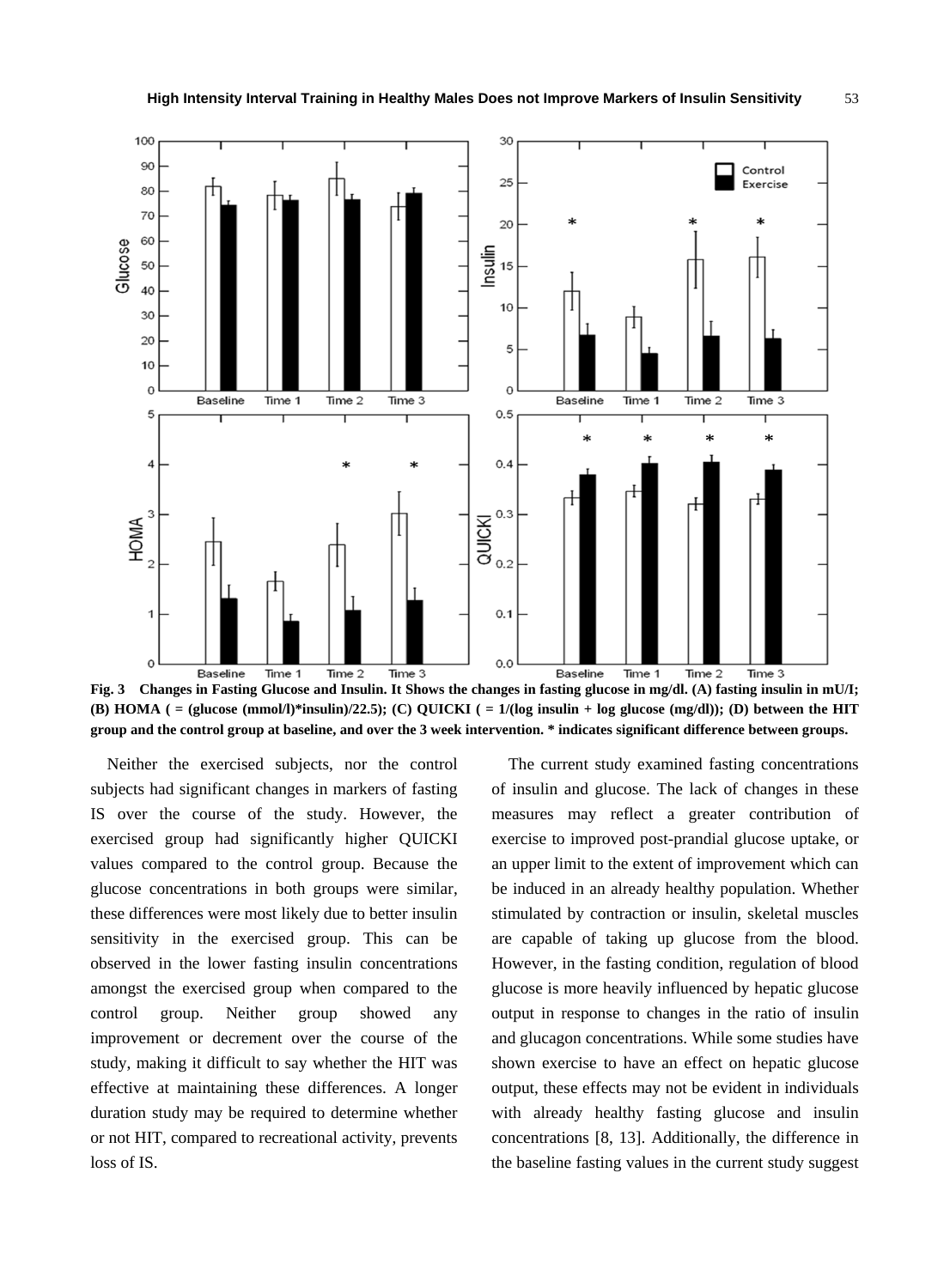**Fig. 3 Changes in Fasting Glucose and Insulin. It Shows the changes in fasting glucose in mg/dl. (A) fasting insulin in mU/I; (B) HOMA ( = (glucose (mmol/l)*insulin)/22.5); (C) QUICKI ( = 1/(log insulin + log glucose (mg/dl)); (D) between the HIT group and the control group at baseline, and over the 3 week intervention. * indicates significant difference between groups.**

Neither the exercised subjects, nor the control subjects had significant changes in markers of fasting IS over the course of the study. However, the exercised group had significantly higher QUICKI values compared to the control group. Because the glucose concentrations in both groups were similar, these differences were most likely due to better insulin sensitivity in the exercised group. This can be observed in the lower fasting insulin concentrations amongst the exercised group when compared to the control group. Neither group showed any improvement or decrement over the course of the study, making it difficult to say whether the HIT was effective at maintaining these differences. A longer duration study may be required to determine whether or not HIT, compared to recreational activity, prevents loss of IS.

The current study examined fasting concentrations of insulin and glucose. The lack of changes in these measures may reflect a greater contribution of exercise to improved post-prandial glucose uptake, or an upper limit to the extent of improvement which can be induced in an already healthy population. Whether stimulated by contraction or insulin, skeletal muscles are capable of taking up glucose from the blood. However, in the fasting condition, regulation of blood glucose is more heavily influenced by hepatic glucose output in response to changes in the ratio of insulin and glucagon concentrations. While some studies have shown exercise to have an effect on hepatic glucose output, these effects may not be evident in individuals with already healthy fasting glucose and insulin concentrations [8, 13]. Additionally, the difference in the baseline fasting values in the current study suggest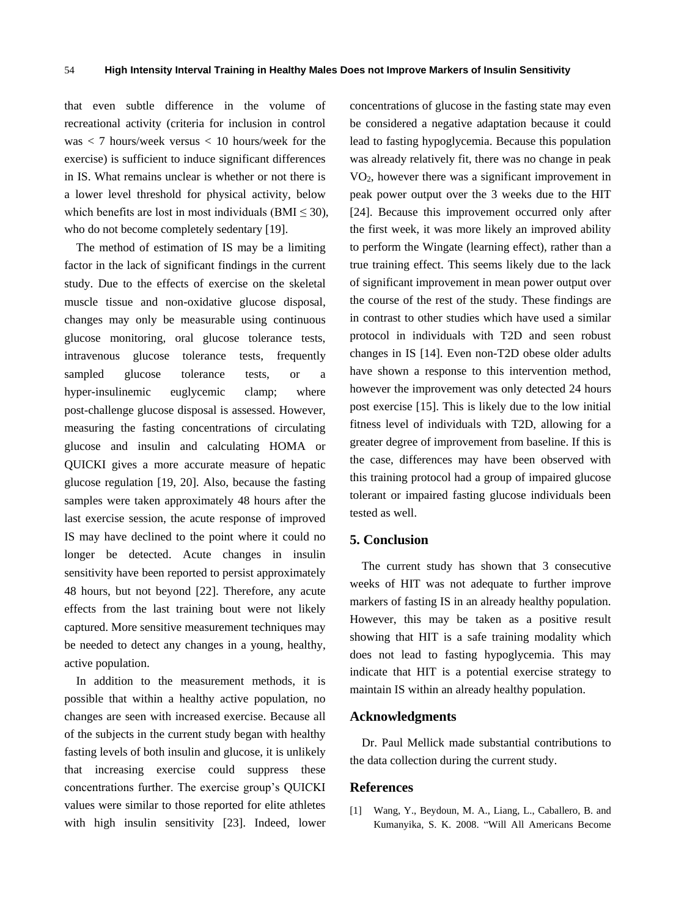that even subtle difference in the volume of recreational activity (criteria for inclusion in control was < 7 hours/week versus < 10 hours/week for the exercise) is sufficient to induce significant differences in IS. What remains unclear is whether or not there is a lower level threshold for physical activity, below which benefits are lost in most individuals (BMI ≤ 30), who do not become completely sedentary [19].

The method of estimation of IS may be a limiting factor in the lack of significant findings in the current study. Due to the effects of exercise on the skeletal muscle tissue and non-oxidative glucose disposal, changes may only be measurable using continuous glucose monitoring, oral glucose tolerance tests, intravenous glucose tolerance tests, frequently sampled glucose tolerance tests, or a hyper-insulinemic euglycemic clamp; where post-challenge glucose disposal is assessed. However, measuring the fasting concentrations of circulating glucose and insulin and calculating HOMA or QUICKI gives a more accurate measure of hepatic glucose regulation [19, 20]. Also, because the fasting samples were taken approximately 48 hours after the last exercise session, the acute response of improved IS may have declined to the point where it could no longer be detected. Acute changes in insulin sensitivity have been reported to persist approximately 48 hours, but not beyond [22]. Therefore, any acute effects from the last training bout were not likely captured. More sensitive measurement techniques may be needed to detect any changes in a young, healthy, active population.

In addition to the measurement methods, it is possible that within a healthy active population, no changes are seen with increased exercise. Because all of the subjects in the current study began with healthy fasting levels of both insulin and glucose, it is unlikely that increasing exercise could suppress these concentrations further. The exercise group's QUICKI values were similar to those reported for elite athletes with high insulin sensitivity [23]. Indeed, lower concentrations of glucose in the fasting state may even be considered a negative adaptation because it could lead to fasting hypoglycemia. Because this population was already relatively fit, there was no change in peak $VO_2$, however there was a significant improvement in peak power output over the 3 weeks due to the HIT [24]. Because this improvement occurred only after the first week, it was more likely an improved ability to perform the Wingate (learning effect), rather than a true training effect. This seems likely due to the lack of significant improvement in mean power output over the course of the rest of the study. These findings are in contrast to other studies which have used a similar protocol in individuals with T2D and seen robust changes in IS [14]. Even non-T2D obese older adults have shown a response to this intervention method, however the improvement was only detected 24 hours post exercise [15]. This is likely due to the low initial fitness level of individuals with T2D, allowing for a greater degree of improvement from baseline. If this is the case, differences may have been observed with this training protocol had a group of impaired glucose tolerant or impaired fasting glucose individuals been tested as well.

## 5. Conclusion

The current study has shown that 3 consecutive weeks of HIT was not adequate to further improve markers of fasting IS in an already healthy population. However, this may be taken as a positive result showing that HIT is a safe training modality which does not lead to fasting hypoglycemia. This may indicate that HIT is a potential exercise strategy to maintain IS within an already healthy population.

## Acknowledgments

Dr. Paul Mellick made substantial contributions to the data collection during the current study.

## References

[1] Wang, Y., Beydoun, M. A., Liang, L., Caballero, B. and Kumanyika, S. K. 2008. "Will All Americans Become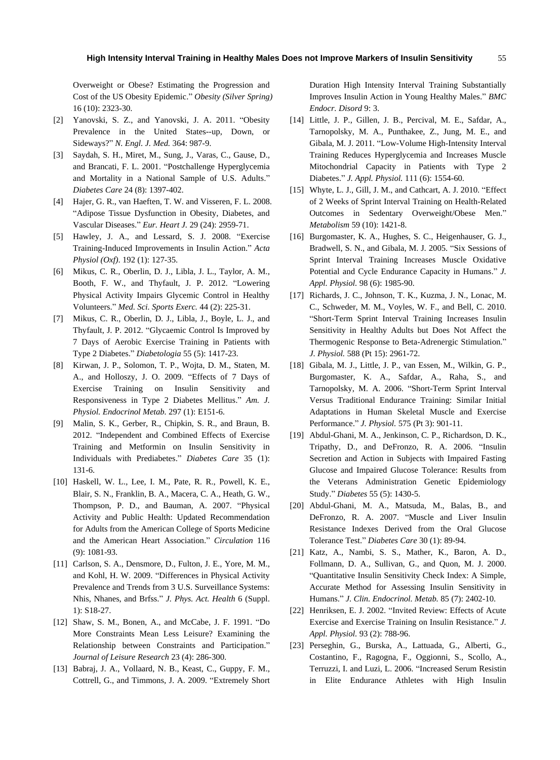Overweight or Obese? Estimating the Progression and Cost of the US Obesity Epidemic." *Obesity (Silver Spring)* 16 (10): 2323-30.

[2] Yanovski, S. Z., and Yanovski, J. A. 2011. "Obesity Prevalence in the United States--up, Down, or Sideways?" *N. Engl. J. Med.* 364: 987-9.

[3] Saydah, S. H., Miret, M., Sung, J., Varas, C., Gause, D., and Brancati, F. L. 2001. "Postchallenge Hyperglycemia and Mortality in a National Sample of U.S. Adults." *Diabetes Care* 24 (8): 1397-402.

[4] Hajer, G. R., van Haeften, T. W. and Visseren, F. L. 2008. "Adipose Tissue Dysfunction in Obesity, Diabetes, and Vascular Diseases." *Eur. Heart J.* 29 (24): 2959-71.

[5] Hawley, J. A., and Lessard, S. J. 2008. "Exercise Training-Induced Improvements in Insulin Action." *Acta Physiol (Oxf)*. 192 (1): 127-35.

[6] Mikus, C. R., Oberlin, D. J., Libla, J. L., Taylor, A. M., Booth, F. W., and Thyfault, J. P. 2012. "Lowering Physical Activity Impairs Glycemic Control in Healthy Volunteers." *Med. Sci. Sports Exerc.* 44 (2): 225-31.

[7] Mikus, C. R., Oberlin, D. J., Libla, J., Boyle, L. J., and Thyfault, J. P. 2012. "Glycaemic Control Is Improved by 7 Days of Aerobic Exercise Training in Patients with Type 2 Diabetes." *Diabetologia* 55 (5): 1417-23.

[8] Kirwan, J. P., Solomon, T. P., Wojta, D. M., Staten, M. A., and Holloszy, J. O. 2009. "Effects of 7 Days of Exercise Training on Insulin Sensitivity and Responsiveness in Type 2 Diabetes Mellitus." *Am. J. Physiol. Endocrinol Metab.* 297 (1): E151-6.

[9] Malin, S. K., Gerber, R., Chipkin, S. R., and Braun, B. 2012. "Independent and Combined Effects of Exercise Training and Metformin on Insulin Sensitivity in Individuals with Prediabetes." *Diabetes Care* 35 (1): 131-6.

[10] Haskell, W. L., Lee, I. M., Pate, R. R., Powell, K. E., Blair, S. N., Franklin, B. A., Macera, C. A., Heath, G. W., Thompson, P. D., and Bauman, A. 2007. "Physical Activity and Public Health: Updated Recommendation for Adults from the American College of Sports Medicine and the American Heart Association." *Circulation* 116 (9): 1081-93.

[11] Carlson, S. A., Densmore, D., Fulton, J. E., Yore, M. M., and Kohl, H. W. 2009. "Differences in Physical Activity Prevalence and Trends from 3 U.S. Surveillance Systems: Nhis, Nhanes, and Brfss." *J. Phys. Act. Health* 6 (Suppl. 1): S18-27.

[12] Shaw, S. M., Bonen, A., and McCabe, J. F. 1991. "Do More Constraints Mean Less Leisure? Examining the Relationship between Constraints and Participation." *Journal of Leisure Research* 23 (4): 286-300.

[13] Babraj, J. A., Vollaard, N. B., Keast, C., Guppy, F. M., Cottrell, G., and Timmons, J. A. 2009. "Extremely Short Duration High Intensity Interval Training Substantially Improves Insulin Action in Young Healthy Males." *BMC Endocr. Disord* 9: 3.

[14] Little, J. P., Gillen, J. B., Percival, M. E., Safdar, A., Tarnopolsky, M. A., Punthakee, Z., Jung, M. E., and Gibala, M. J. 2011. "Low-Volume High-Intensity Interval Training Reduces Hyperglycemia and Increases Muscle Mitochondrial Capacity in Patients with Type 2 Diabetes." *J. Appl. Physiol.* 111 (6): 1554-60.

[15] Whyte, L. J., Gill, J. M., and Cathcart, A. J. 2010. "Effect of 2 Weeks of Sprint Interval Training on Health-Related Outcomes in Sedentary Overweight/Obese Men." *Metabolism* 59 (10): 1421-8.

[16] Burgomaster, K. A., Hughes, S. C., Heigenhauser, G. J., Bradwell, S. N., and Gibala, M. J. 2005. "Six Sessions of Sprint Interval Training Increases Muscle Oxidative Potential and Cycle Endurance Capacity in Humans." *J. Appl. Physiol.* 98 (6): 1985-90.

[17] Richards, J. C., Johnson, T. K., Kuzma, J. N., Lonac, M. C., Schweder, M. M., Voyles, W. F., and Bell, C. 2010. "Short-Term Sprint Interval Training Increases Insulin Sensitivity in Healthy Adults but Does Not Affect the Thermogenic Response to Beta-Adrenergic Stimulation." *J. Physiol.* 588 (Pt 15): 2961-72.

[18] Gibala, M. J., Little, J. P., van Essen, M., Wilkin, G. P., Burgomaster, K. A., Safdar, A., Raha, S., and Tarnopolsky, M. A. 2006. "Short-Term Sprint Interval Versus Traditional Endurance Training: Similar Initial Adaptations in Human Skeletal Muscle and Exercise Performance." *J. Physiol.* 575 (Pt 3): 901-11.

[19] Abdul-Ghani, M. A., Jenkinson, C. P., Richardson, D. K., Tripathy, D., and DeFronzo, R. A. 2006. "Insulin Secretion and Action in Subjects with Impaired Fasting Glucose and Impaired Glucose Tolerance: Results from the Veterans Administration Genetic Epidemiology Study." *Diabetes* 55 (5): 1430-5.

[20] Abdul-Ghani, M. A., Matsuda, M., Balas, B., and DeFronzo, R. A. 2007. "Muscle and Liver Insulin Resistance Indexes Derived from the Oral Glucose Tolerance Test." *Diabetes Care* 30 (1): 89-94.

[21] Katz, A., Nambi, S. S., Mather, K., Baron, A. D., Follmann, D. A., Sullivan, G., and Quon, M. J. 2000. "Quantitative Insulin Sensitivity Check Index: A Simple, Accurate Method for Assessing Insulin Sensitivity in Humans." *J. Clin. Endocrinol. Metab.* 85 (7): 2402-10.

[22] Henriksen, E. J. 2002. "Invited Review: Effects of Acute Exercise and Exercise Training on Insulin Resistance." *J. Appl. Physiol.* 93 (2): 788-96.

[23] Perseghin, G., Burska, A., Lattuada, G., Alberti, G., Costantino, F., Ragogna, F., Oggionni, S., Scollo, A., Terruzzi, I. and Luzi, L. 2006. "Increased Serum Resistin in Elite Endurance Athletes with High Insulin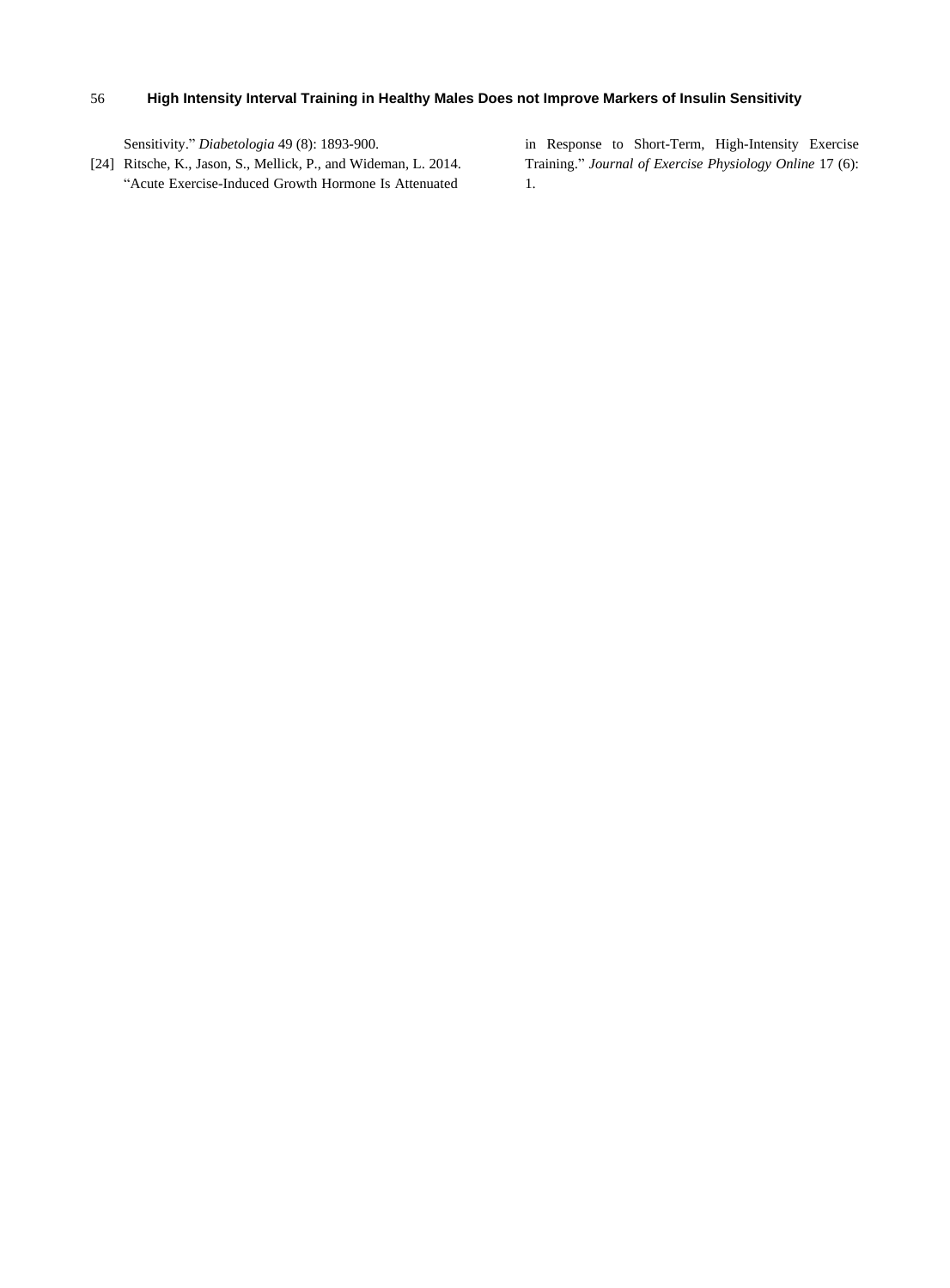Sensitivity." *Diabetologia* 49 (8): 1893-900.

[24] Ritsche, K., Jason, S., Mellick, P., and Wideman, L. 2014. "Acute Exercise-Induced Growth Hormone Is Attenuated in Response to Short-Term, High-Intensity Exercise Training." *Journal of Exercise Physiology Online* 17 (6): 1.